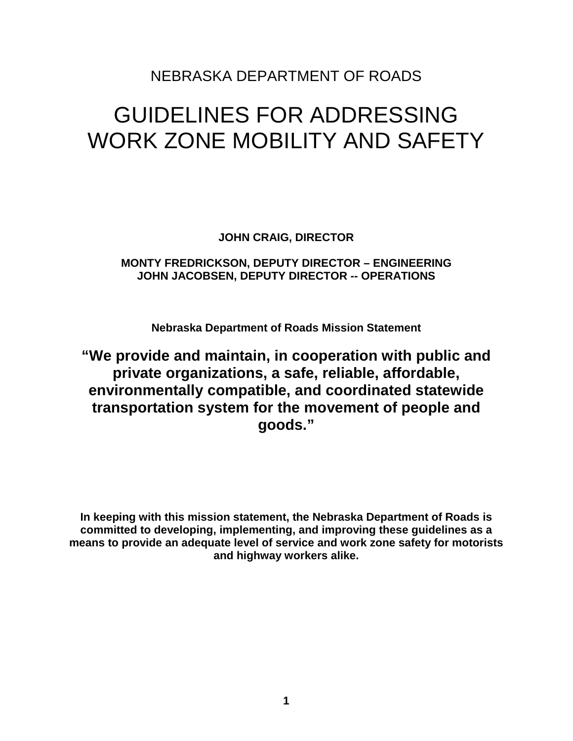NEBRASKA DEPARTMENT OF ROADS

# GUIDELINES FOR ADDRESSING WORK ZONE MOBILITY AND SAFETY

**JOHN CRAIG, DIRECTOR**

**MONTY FREDRICKSON, DEPUTY DIRECTOR – ENGINEERING**
**JOHN JACOBSEN, DEPUTY DIRECTOR -- OPERATIONS**

**Nebraska Department of Roads Mission Statement**

**"We provide and maintain, in cooperation with public and private organizations, a safe, reliable, affordable, environmentally compatible, and coordinated statewide transportation system for the movement of people and goods."**

**In keeping with this mission statement, the Nebraska Department of Roads is committed to developing, implementing, and improving these guidelines as a means to provide an adequate level of service and work zone safety for motorists and highway workers alike.**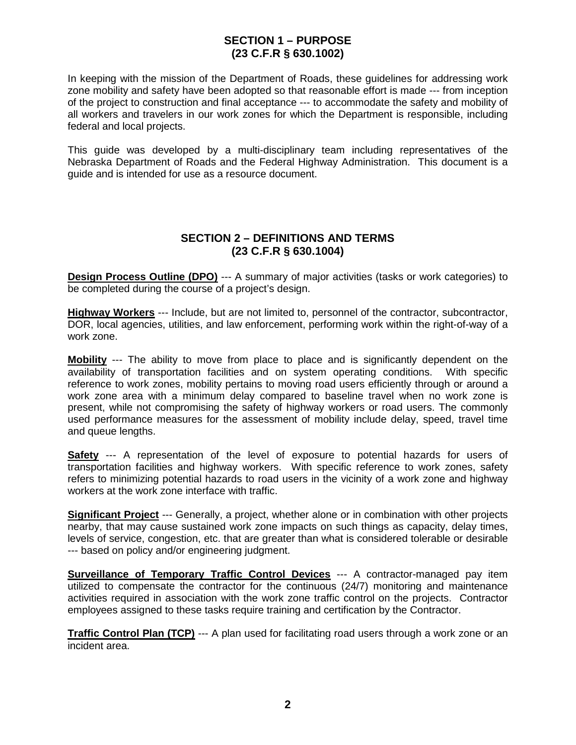## SECTION 1 – PURPOSE
## (23 C.F.R § 630.1002)

In keeping with the mission of the Department of Roads, these guidelines for addressing work zone mobility and safety have been adopted so that reasonable effort is made --- from inception of the project to construction and final acceptance --- to accommodate the safety and mobility of all workers and travelers in our work zones for which the Department is responsible, including federal and local projects.

This guide was developed by a multi-disciplinary team including representatives of the Nebraska Department of Roads and the Federal Highway Administration. This document is a guide and is intended for use as a resource document.

## SECTION 2 – DEFINITIONS AND TERMS
## (23 C.F.R § 630.1004)

**Design Process Outline (DPO)** --- A summary of major activities (tasks or work categories) to be completed during the course of a project's design.

**Highway Workers** --- Include, but are not limited to, personnel of the contractor, subcontractor, DOR, local agencies, utilities, and law enforcement, performing work within the right-of-way of a work zone.

**Mobility** --- The ability to move from place to place and is significantly dependent on the availability of transportation facilities and on system operating conditions. With specific reference to work zones, mobility pertains to moving road users efficiently through or around a work zone area with a minimum delay compared to baseline travel when no work zone is present, while not compromising the safety of highway workers or road users. The commonly used performance measures for the assessment of mobility include delay, speed, travel time and queue lengths.

**Safety** --- A representation of the level of exposure to potential hazards for users of transportation facilities and highway workers. With specific reference to work zones, safety refers to minimizing potential hazards to road users in the vicinity of a work zone and highway workers at the work zone interface with traffic.

**Significant Project** --- Generally, a project, whether alone or in combination with other projects nearby, that may cause sustained work zone impacts on such things as capacity, delay times, levels of service, congestion, etc. that are greater than what is considered tolerable or desirable --- based on policy and/or engineering judgment.

**Surveillance of Temporary Traffic Control Devices** --- A contractor-managed pay item utilized to compensate the contractor for the continuous (24/7) monitoring and maintenance activities required in association with the work zone traffic control on the projects. Contractor employees assigned to these tasks require training and certification by the Contractor.

**Traffic Control Plan (TCP)** --- A plan used for facilitating road users through a work zone or an incident area.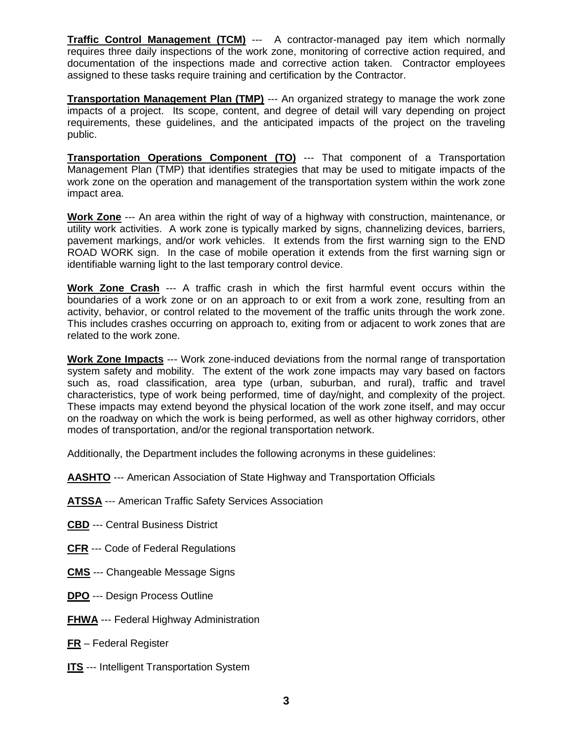**Traffic Control Management (TCM)** --- A contractor-managed pay item which normally requires three daily inspections of the work zone, monitoring of corrective action required, and documentation of the inspections made and corrective action taken. Contractor employees assigned to these tasks require training and certification by the Contractor.

**Transportation Management Plan (TMP)** --- An organized strategy to manage the work zone impacts of a project. Its scope, content, and degree of detail will vary depending on project requirements, these guidelines, and the anticipated impacts of the project on the traveling public.

**Transportation Operations Component (TO)** --- That component of a Transportation Management Plan (TMP) that identifies strategies that may be used to mitigate impacts of the work zone on the operation and management of the transportation system within the work zone impact area.

**Work Zone** --- An area within the right of way of a highway with construction, maintenance, or utility work activities. A work zone is typically marked by signs, channelizing devices, barriers, pavement markings, and/or work vehicles. It extends from the first warning sign to the END ROAD WORK sign. In the case of mobile operation it extends from the first warning sign or identifiable warning light to the last temporary control device.

**Work Zone Crash** --- A traffic crash in which the first harmful event occurs within the boundaries of a work zone or on an approach to or exit from a work zone, resulting from an activity, behavior, or control related to the movement of the traffic units through the work zone. This includes crashes occurring on approach to, exiting from or adjacent to work zones that are related to the work zone.

**Work Zone Impacts** --- Work zone-induced deviations from the normal range of transportation system safety and mobility. The extent of the work zone impacts may vary based on factors such as, road classification, area type (urban, suburban, and rural), traffic and travel characteristics, type of work being performed, time of day/night, and complexity of the project. These impacts may extend beyond the physical location of the work zone itself, and may occur on the roadway on which the work is being performed, as well as other highway corridors, other modes of transportation, and/or the regional transportation network.

Additionally, the Department includes the following acronyms in these guidelines:

**AASHTO** --- American Association of State Highway and Transportation Officials

**ATSSA** --- American Traffic Safety Services Association

**CBD** --- Central Business District

**CFR** --- Code of Federal Regulations

**CMS** --- Changeable Message Signs

**DPO** --- Design Process Outline

**FHWA** --- Federal Highway Administration

**FR** – Federal Register

**ITS** --- Intelligent Transportation System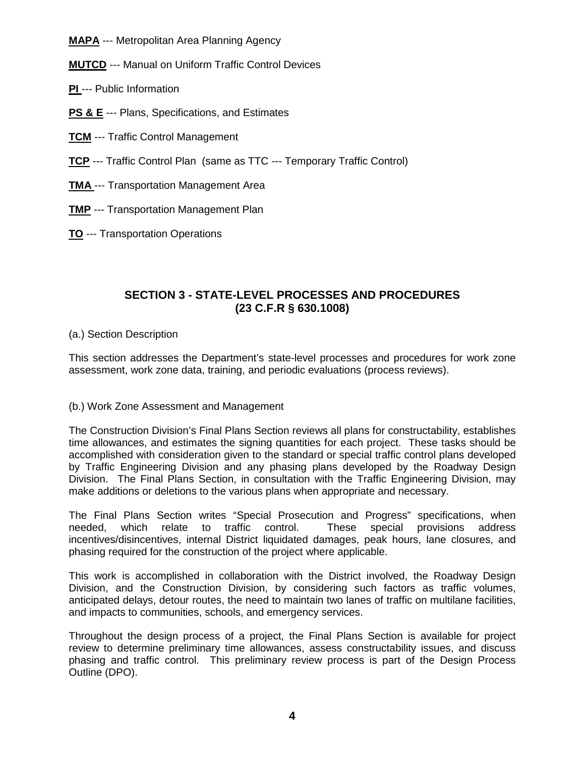**MAPA** --- Metropolitan Area Planning Agency

**MUTCD** --- Manual on Uniform Traffic Control Devices

**PI** --- Public Information

**PS & E** --- Plans, Specifications, and Estimates

**TCM** --- Traffic Control Management

**TCP** --- Traffic Control Plan (same as TTC --- Temporary Traffic Control)

**TMA** --- Transportation Management Area

**TMP** --- Transportation Management Plan

**TO** --- Transportation Operations

## SECTION 3 - STATE-LEVEL PROCESSES AND PROCEDURES (23 C.F.R § 630.1008)

(a.) Section Description

This section addresses the Department's state-level processes and procedures for work zone assessment, work zone data, training, and periodic evaluations (process reviews).

(b.) Work Zone Assessment and Management

The Construction Division's Final Plans Section reviews all plans for constructability, establishes time allowances, and estimates the signing quantities for each project. These tasks should be accomplished with consideration given to the standard or special traffic control plans developed by Traffic Engineering Division and any phasing plans developed by the Roadway Design Division. The Final Plans Section, in consultation with the Traffic Engineering Division, may make additions or deletions to the various plans when appropriate and necessary.

The Final Plans Section writes "Special Prosecution and Progress" specifications, when needed, which relate to traffic control. These special provisions address incentives/disincentives, internal District liquidated damages, peak hours, lane closures, and phasing required for the construction of the project where applicable.

This work is accomplished in collaboration with the District involved, the Roadway Design Division, and the Construction Division, by considering such factors as traffic volumes, anticipated delays, detour routes, the need to maintain two lanes of traffic on multilane facilities, and impacts to communities, schools, and emergency services.

Throughout the design process of a project, the Final Plans Section is available for project review to determine preliminary time allowances, assess constructability issues, and discuss phasing and traffic control. This preliminary review process is part of the Design Process Outline (DPO).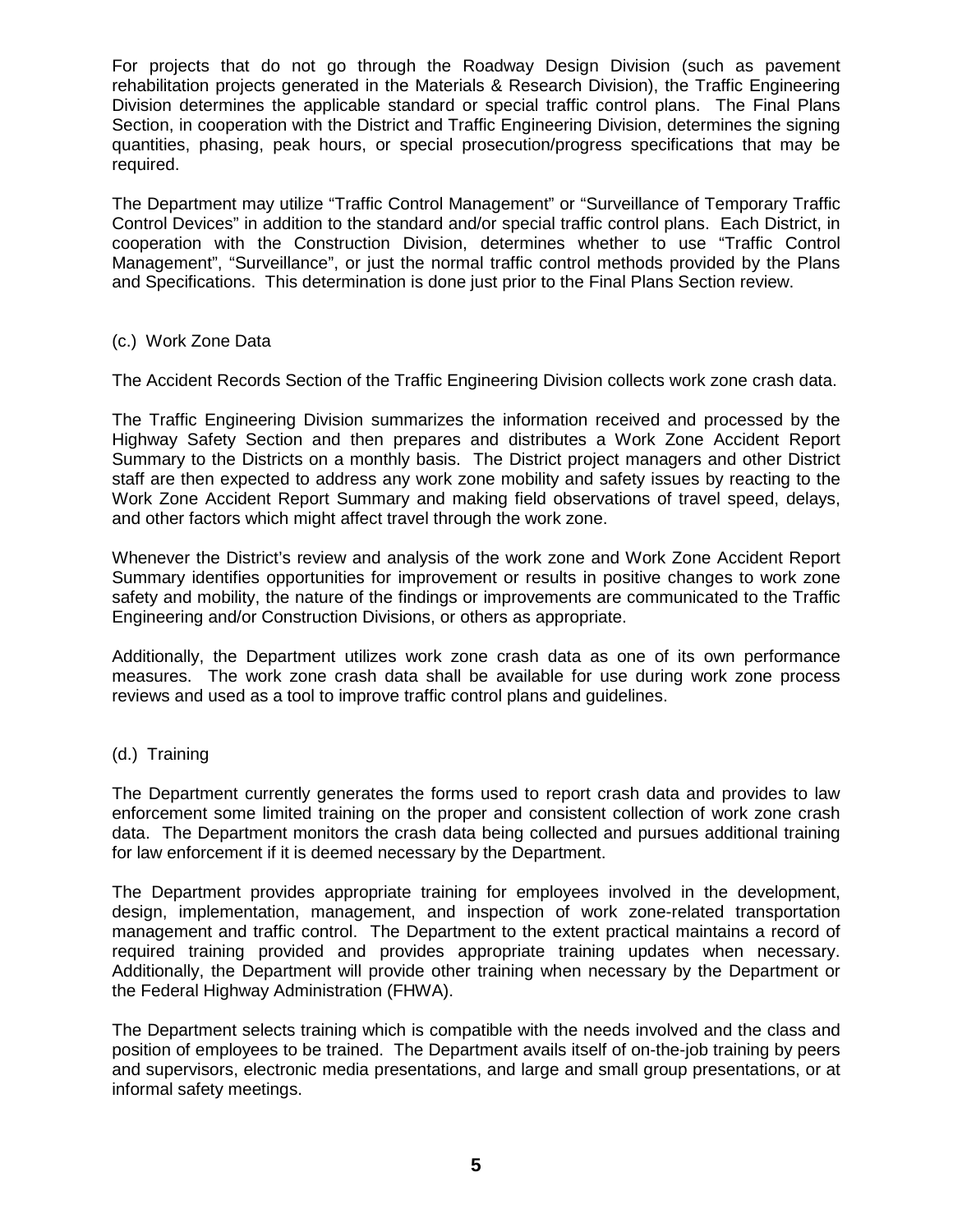For projects that do not go through the Roadway Design Division (such as pavement rehabilitation projects generated in the Materials & Research Division), the Traffic Engineering Division determines the applicable standard or special traffic control plans. The Final Plans Section, in cooperation with the District and Traffic Engineering Division, determines the signing quantities, phasing, peak hours, or special prosecution/progress specifications that may be required.

The Department may utilize "Traffic Control Management" or "Surveillance of Temporary Traffic Control Devices" in addition to the standard and/or special traffic control plans. Each District, in cooperation with the Construction Division, determines whether to use "Traffic Control Management", "Surveillance", or just the normal traffic control methods provided by the Plans and Specifications. This determination is done just prior to the Final Plans Section review.

(c.) Work Zone Data

The Accident Records Section of the Traffic Engineering Division collects work zone crash data.

The Traffic Engineering Division summarizes the information received and processed by the Highway Safety Section and then prepares and distributes a Work Zone Accident Report Summary to the Districts on a monthly basis. The District project managers and other District staff are then expected to address any work zone mobility and safety issues by reacting to the Work Zone Accident Report Summary and making field observations of travel speed, delays, and other factors which might affect travel through the work zone.

Whenever the District's review and analysis of the work zone and Work Zone Accident Report Summary identifies opportunities for improvement or results in positive changes to work zone safety and mobility, the nature of the findings or improvements are communicated to the Traffic Engineering and/or Construction Divisions, or others as appropriate.

Additionally, the Department utilizes work zone crash data as one of its own performance measures. The work zone crash data shall be available for use during work zone process reviews and used as a tool to improve traffic control plans and guidelines.

(d.) Training

The Department currently generates the forms used to report crash data and provides to law enforcement some limited training on the proper and consistent collection of work zone crash data. The Department monitors the crash data being collected and pursues additional training for law enforcement if it is deemed necessary by the Department.

The Department provides appropriate training for employees involved in the development, design, implementation, management, and inspection of work zone-related transportation management and traffic control. The Department to the extent practical maintains a record of required training provided and provides appropriate training updates when necessary. Additionally, the Department will provide other training when necessary by the Department or the Federal Highway Administration (FHWA).

The Department selects training which is compatible with the needs involved and the class and position of employees to be trained. The Department avails itself of on-the-job training by peers and supervisors, electronic media presentations, and large and small group presentations, or at informal safety meetings.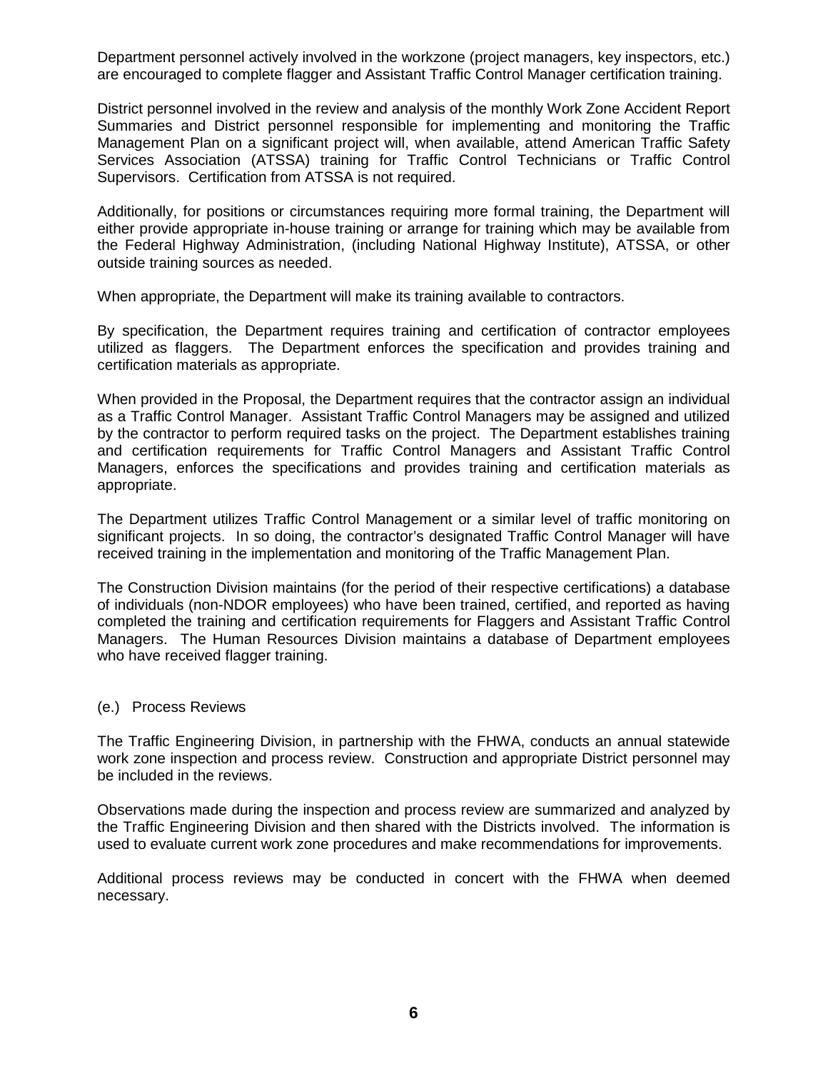Department personnel actively involved in the workzone (project managers, key inspectors, etc.) are encouraged to complete flagger and Assistant Traffic Control Manager certification training.

District personnel involved in the review and analysis of the monthly Work Zone Accident Report Summaries and District personnel responsible for implementing and monitoring the Traffic Management Plan on a significant project will, when available, attend American Traffic Safety Services Association (ATSSA) training for Traffic Control Technicians or Traffic Control Supervisors. Certification from ATSSA is not required.

Additionally, for positions or circumstances requiring more formal training, the Department will either provide appropriate in-house training or arrange for training which may be available from the Federal Highway Administration, (including National Highway Institute), ATSSA, or other outside training sources as needed.

When appropriate, the Department will make its training available to contractors.

By specification, the Department requires training and certification of contractor employees utilized as flaggers. The Department enforces the specification and provides training and certification materials as appropriate.

When provided in the Proposal, the Department requires that the contractor assign an individual as a Traffic Control Manager. Assistant Traffic Control Managers may be assigned and utilized by the contractor to perform required tasks on the project. The Department establishes training and certification requirements for Traffic Control Managers and Assistant Traffic Control Managers, enforces the specifications and provides training and certification materials as appropriate.

The Department utilizes Traffic Control Management or a similar level of traffic monitoring on significant projects. In so doing, the contractor's designated Traffic Control Manager will have received training in the implementation and monitoring of the Traffic Management Plan.

The Construction Division maintains (for the period of their respective certifications) a database of individuals (non-NDOR employees) who have been trained, certified, and reported as having completed the training and certification requirements for Flaggers and Assistant Traffic Control Managers. The Human Resources Division maintains a database of Department employees who have received flagger training.

### (e.) Process Reviews

The Traffic Engineering Division, in partnership with the FHWA, conducts an annual statewide work zone inspection and process review. Construction and appropriate District personnel may be included in the reviews.

Observations made during the inspection and process review are summarized and analyzed by the Traffic Engineering Division and then shared with the Districts involved. The information is used to evaluate current work zone procedures and make recommendations for improvements.

Additional process reviews may be conducted in concert with the FHWA when deemed necessary.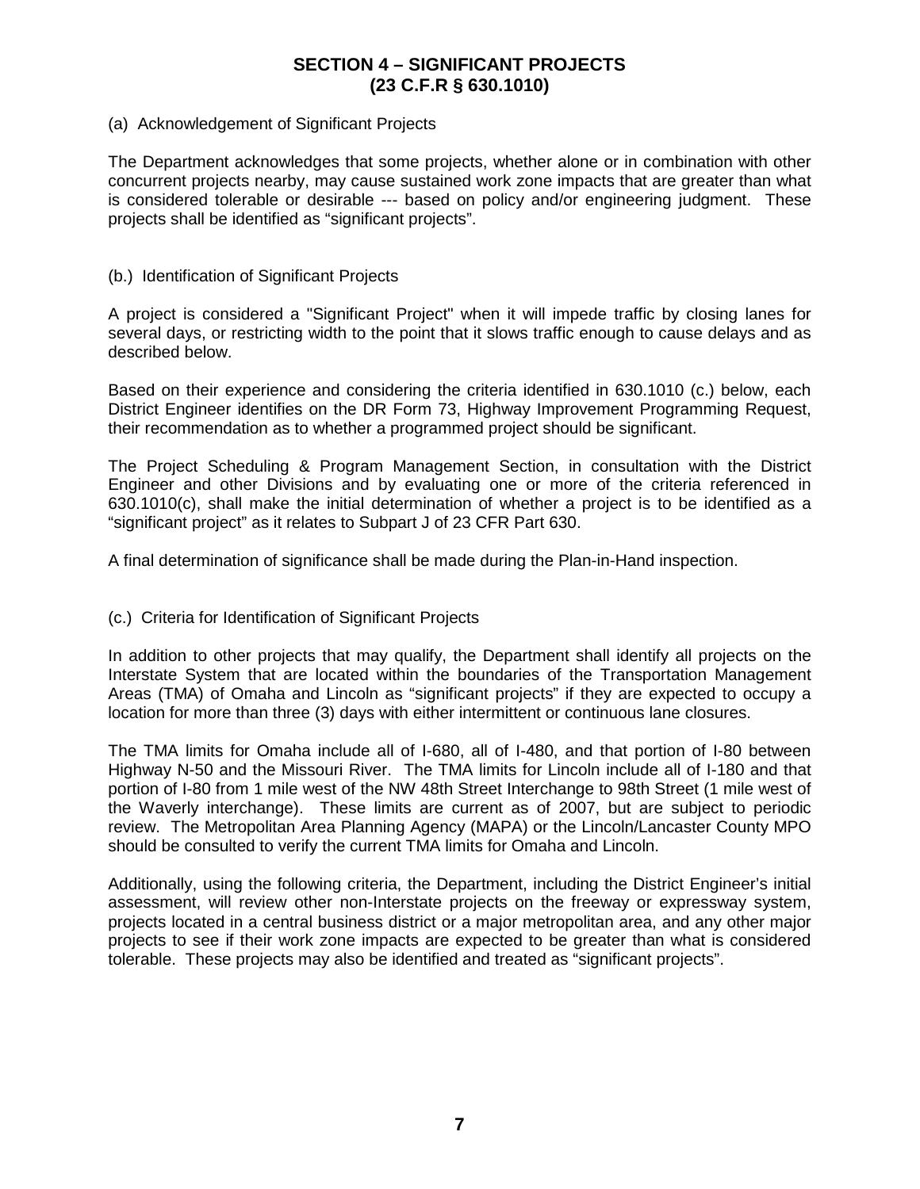## SECTION 4 – SIGNIFICANT PROJECTS
## (23 C.F.R § 630.1010)

(a) Acknowledgement of Significant Projects

The Department acknowledges that some projects, whether alone or in combination with other concurrent projects nearby, may cause sustained work zone impacts that are greater than what is considered tolerable or desirable --- based on policy and/or engineering judgment. These projects shall be identified as "significant projects".

(b.) Identification of Significant Projects

A project is considered a "Significant Project" when it will impede traffic by closing lanes for several days, or restricting width to the point that it slows traffic enough to cause delays and as described below.

Based on their experience and considering the criteria identified in 630.1010 (c.) below, each District Engineer identifies on the DR Form 73, Highway Improvement Programming Request, their recommendation as to whether a programmed project should be significant.

The Project Scheduling & Program Management Section, in consultation with the District Engineer and other Divisions and by evaluating one or more of the criteria referenced in 630.1010(c), shall make the initial determination of whether a project is to be identified as a "significant project" as it relates to Subpart J of 23 CFR Part 630.

A final determination of significance shall be made during the Plan-in-Hand inspection.

(c.) Criteria for Identification of Significant Projects

In addition to other projects that may qualify, the Department shall identify all projects on the Interstate System that are located within the boundaries of the Transportation Management Areas (TMA) of Omaha and Lincoln as "significant projects" if they are expected to occupy a location for more than three (3) days with either intermittent or continuous lane closures.

The TMA limits for Omaha include all of I-680, all of I-480, and that portion of I-80 between Highway N-50 and the Missouri River. The TMA limits for Lincoln include all of I-180 and that portion of I-80 from 1 mile west of the NW 48th Street Interchange to 98th Street (1 mile west of the Waverly interchange). These limits are current as of 2007, but are subject to periodic review. The Metropolitan Area Planning Agency (MAPA) or the Lincoln/Lancaster County MPO should be consulted to verify the current TMA limits for Omaha and Lincoln.

Additionally, using the following criteria, the Department, including the District Engineer's initial assessment, will review other non-Interstate projects on the freeway or expressway system, projects located in a central business district or a major metropolitan area, and any other major projects to see if their work zone impacts are expected to be greater than what is considered tolerable. These projects may also be identified and treated as "significant projects".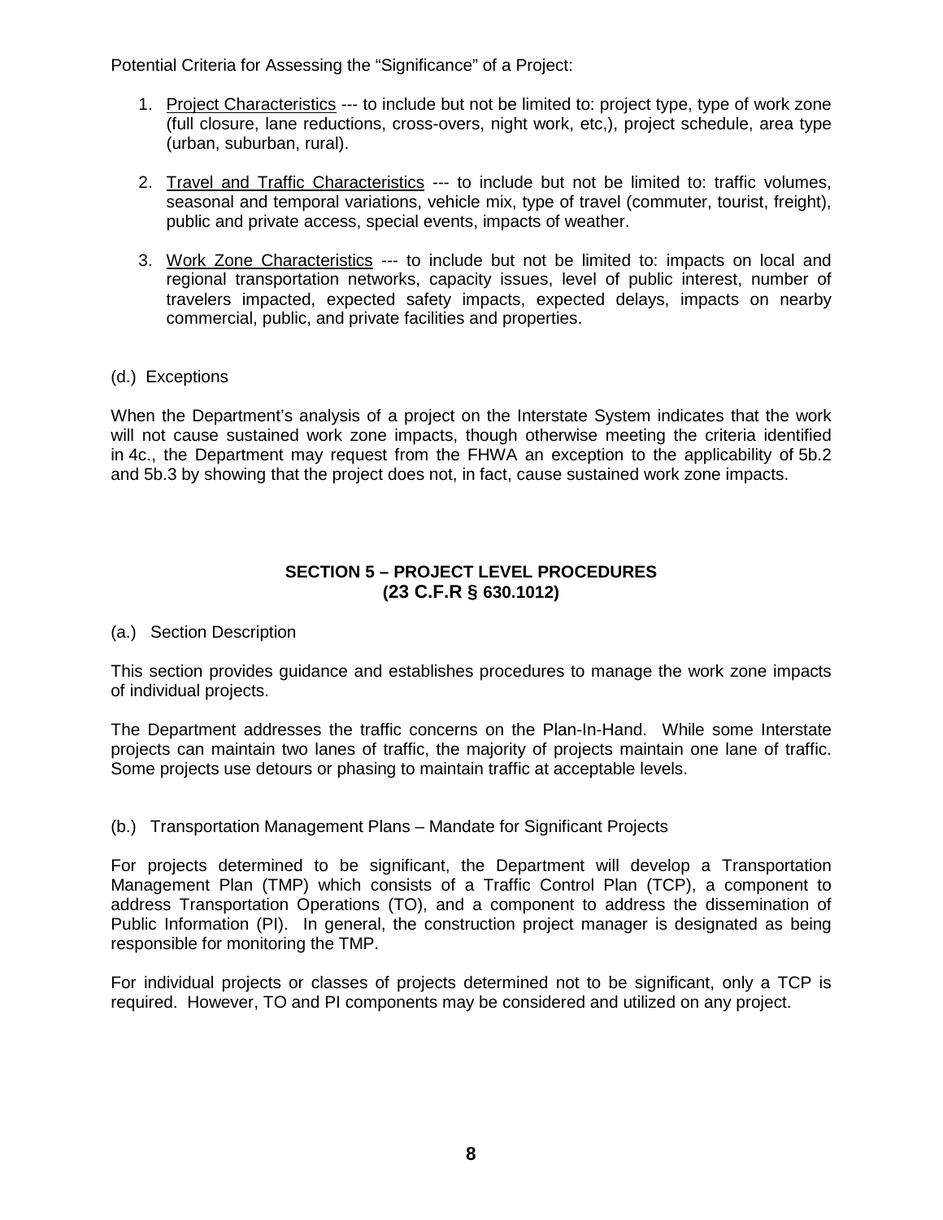Potential Criteria for Assessing the "Significance" of a Project:

1. Project Characteristics --- to include but not be limited to: project type, type of work zone (full closure, lane reductions, cross-overs, night work, etc,), project schedule, area type (urban, suburban, rural).

2. Travel and Traffic Characteristics --- to include but not be limited to: traffic volumes, seasonal and temporal variations, vehicle mix, type of travel (commuter, tourist, freight), public and private access, special events, impacts of weather.

3. Work Zone Characteristics --- to include but not be limited to: impacts on local and regional transportation networks, capacity issues, level of public interest, number of travelers impacted, expected safety impacts, expected delays, impacts on nearby commercial, public, and private facilities and properties.

(d.) Exceptions

When the Department's analysis of a project on the Interstate System indicates that the work will not cause sustained work zone impacts, though otherwise meeting the criteria identified in 4c., the Department may request from the FHWA an exception to the applicability of 5b.2 and 5b.3 by showing that the project does not, in fact, cause sustained work zone impacts.

## SECTION 5 – PROJECT LEVEL PROCEDURES (23 C.F.R § 630.1012)

(a.) Section Description

This section provides guidance and establishes procedures to manage the work zone impacts of individual projects.

The Department addresses the traffic concerns on the Plan-In-Hand. While some Interstate projects can maintain two lanes of traffic, the majority of projects maintain one lane of traffic. Some projects use detours or phasing to maintain traffic at acceptable levels.

(b.) Transportation Management Plans – Mandate for Significant Projects

For projects determined to be significant, the Department will develop a Transportation Management Plan (TMP) which consists of a Traffic Control Plan (TCP), a component to address Transportation Operations (TO), and a component to address the dissemination of Public Information (PI). In general, the construction project manager is designated as being responsible for monitoring the TMP.

For individual projects or classes of projects determined not to be significant, only a TCP is required. However, TO and PI components may be considered and utilized on any project.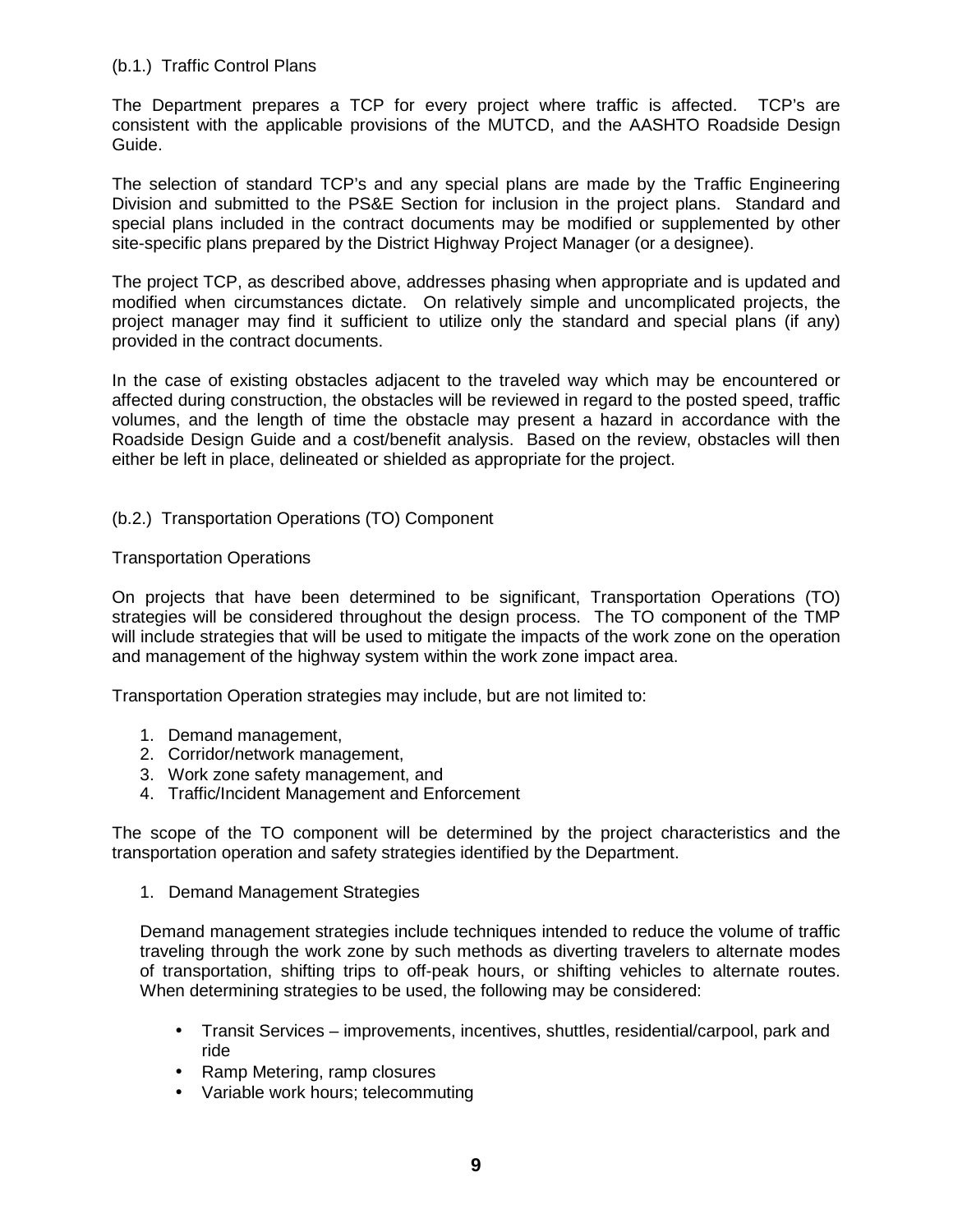### (b.1.) Traffic Control Plans

The Department prepares a TCP for every project where traffic is affected. TCP's are consistent with the applicable provisions of the MUTCD, and the AASHTO Roadside Design Guide.

The selection of standard TCP's and any special plans are made by the Traffic Engineering Division and submitted to the PS&E Section for inclusion in the project plans. Standard and special plans included in the contract documents may be modified or supplemented by other site-specific plans prepared by the District Highway Project Manager (or a designee).

The project TCP, as described above, addresses phasing when appropriate and is updated and modified when circumstances dictate. On relatively simple and uncomplicated projects, the project manager may find it sufficient to utilize only the standard and special plans (if any) provided in the contract documents.

In the case of existing obstacles adjacent to the traveled way which may be encountered or affected during construction, the obstacles will be reviewed in regard to the posted speed, traffic volumes, and the length of time the obstacle may present a hazard in accordance with the Roadside Design Guide and a cost/benefit analysis. Based on the review, obstacles will then either be left in place, delineated or shielded as appropriate for the project.

### (b.2.) Transportation Operations (TO) Component

Transportation Operations

On projects that have been determined to be significant, Transportation Operations (TO) strategies will be considered throughout the design process. The TO component of the TMP will include strategies that will be used to mitigate the impacts of the work zone on the operation and management of the highway system within the work zone impact area.

Transportation Operation strategies may include, but are not limited to:

1. Demand management,
2. Corridor/network management,
3. Work zone safety management, and
4. Traffic/Incident Management and Enforcement

The scope of the TO component will be determined by the project characteristics and the transportation operation and safety strategies identified by the Department.

1. Demand Management Strategies

   Demand management strategies include techniques intended to reduce the volume of traffic traveling through the work zone by such methods as diverting travelers to alternate modes of transportation, shifting trips to off-peak hours, or shifting vehicles to alternate routes. When determining strategies to be used, the following may be considered:

   - Transit Services – improvements, incentives, shuttles, residential/carpool, park and ride
   - Ramp Metering, ramp closures
   - Variable work hours; telecommuting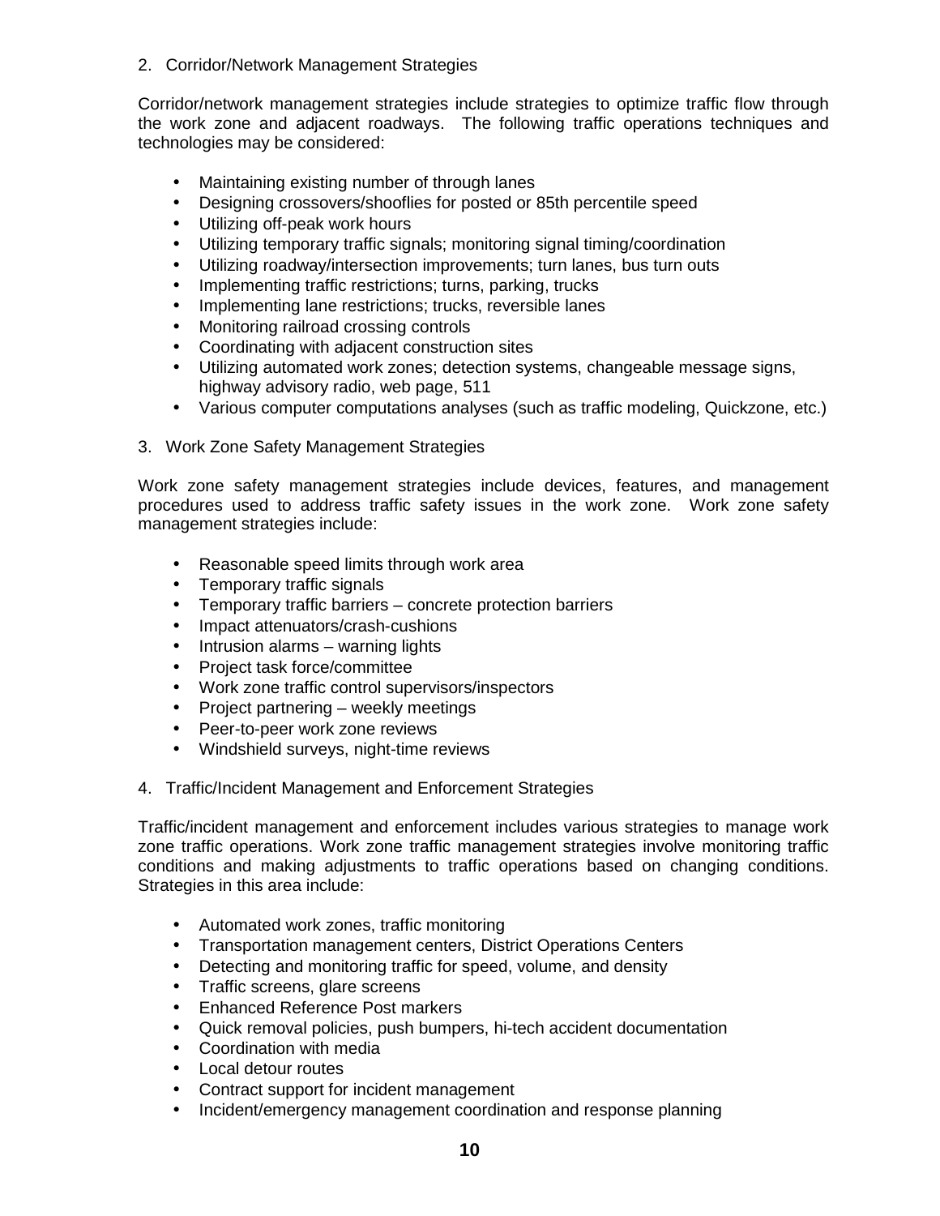2. Corridor/Network Management Strategies

Corridor/network management strategies include strategies to optimize traffic flow through the work zone and adjacent roadways. The following traffic operations techniques and technologies may be considered:

- Maintaining existing number of through lanes
- Designing crossovers/shooflies for posted or 85th percentile speed
- Utilizing off-peak work hours
- Utilizing temporary traffic signals; monitoring signal timing/coordination
- Utilizing roadway/intersection improvements; turn lanes, bus turn outs
- Implementing traffic restrictions; turns, parking, trucks
- Implementing lane restrictions; trucks, reversible lanes
- Monitoring railroad crossing controls
- Coordinating with adjacent construction sites
- Utilizing automated work zones; detection systems, changeable message signs, highway advisory radio, web page, 511
- Various computer computations analyses (such as traffic modeling, Quickzone, etc.)

3. Work Zone Safety Management Strategies

Work zone safety management strategies include devices, features, and management procedures used to address traffic safety issues in the work zone. Work zone safety management strategies include:

- Reasonable speed limits through work area
- Temporary traffic signals
- Temporary traffic barriers – concrete protection barriers
- Impact attenuators/crash-cushions
- Intrusion alarms – warning lights
- Project task force/committee
- Work zone traffic control supervisors/inspectors
- Project partnering – weekly meetings
- Peer-to-peer work zone reviews
- Windshield surveys, night-time reviews

4. Traffic/Incident Management and Enforcement Strategies

Traffic/incident management and enforcement includes various strategies to manage work zone traffic operations. Work zone traffic management strategies involve monitoring traffic conditions and making adjustments to traffic operations based on changing conditions. Strategies in this area include:

- Automated work zones, traffic monitoring
- Transportation management centers, District Operations Centers
- Detecting and monitoring traffic for speed, volume, and density
- Traffic screens, glare screens
- Enhanced Reference Post markers
- Quick removal policies, push bumpers, hi-tech accident documentation
- Coordination with media
- Local detour routes
- Contract support for incident management
- Incident/emergency management coordination and response planning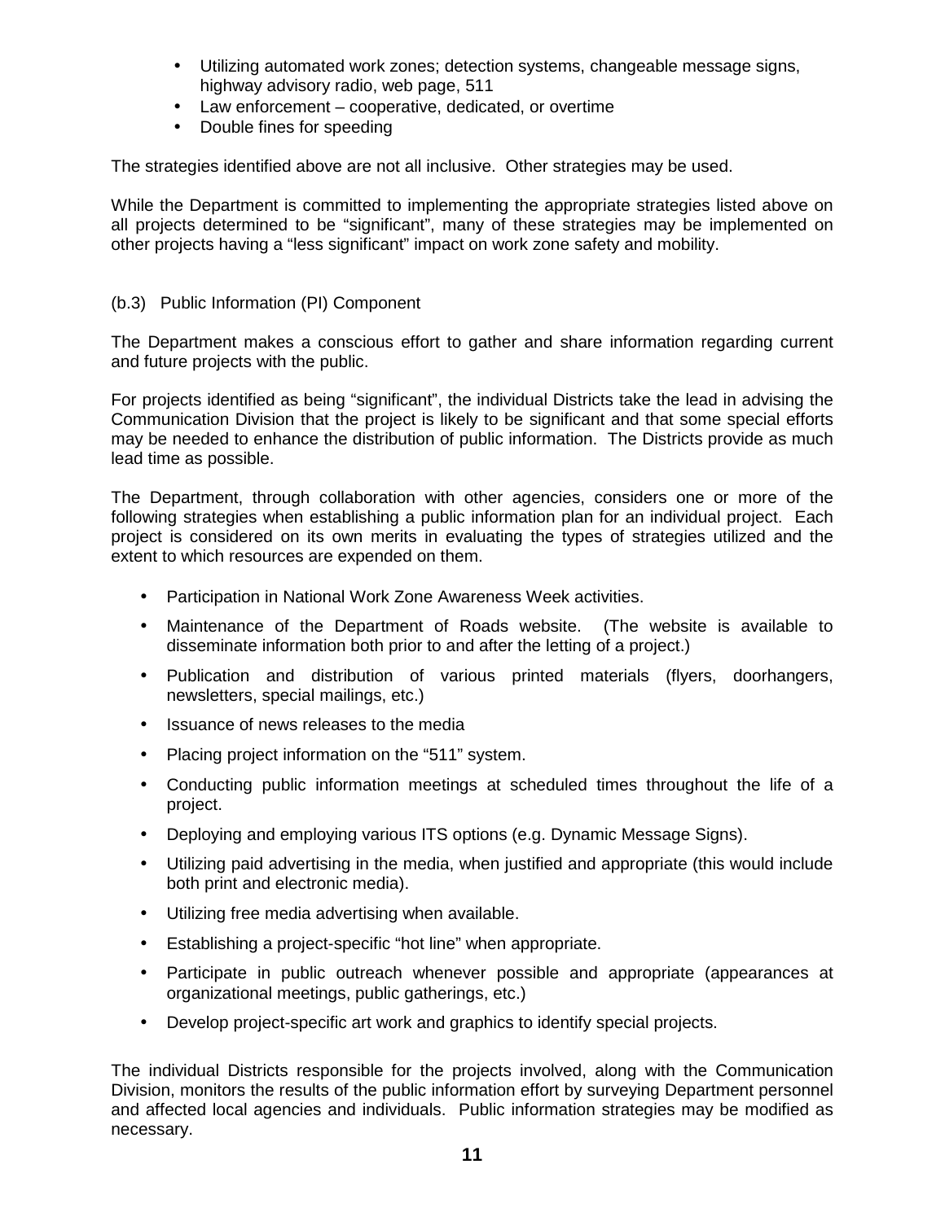- Utilizing automated work zones; detection systems, changeable message signs, highway advisory radio, web page, 511
- Law enforcement – cooperative, dedicated, or overtime
- Double fines for speeding

The strategies identified above are not all inclusive. Other strategies may be used.

While the Department is committed to implementing the appropriate strategies listed above on all projects determined to be "significant", many of these strategies may be implemented on other projects having a "less significant" impact on work zone safety and mobility.

(b.3) Public Information (PI) Component

The Department makes a conscious effort to gather and share information regarding current and future projects with the public.

For projects identified as being "significant", the individual Districts take the lead in advising the Communication Division that the project is likely to be significant and that some special efforts may be needed to enhance the distribution of public information. The Districts provide as much lead time as possible.

The Department, through collaboration with other agencies, considers one or more of the following strategies when establishing a public information plan for an individual project. Each project is considered on its own merits in evaluating the types of strategies utilized and the extent to which resources are expended on them.

- Participation in National Work Zone Awareness Week activities.
- Maintenance of the Department of Roads website. (The website is available to disseminate information both prior to and after the letting of a project.)
- Publication and distribution of various printed materials (flyers, doorhangers, newsletters, special mailings, etc.)
- Issuance of news releases to the media
- Placing project information on the "511" system.
- Conducting public information meetings at scheduled times throughout the life of a project.
- Deploying and employing various ITS options (e.g. Dynamic Message Signs).
- Utilizing paid advertising in the media, when justified and appropriate (this would include both print and electronic media).
- Utilizing free media advertising when available.
- Establishing a project-specific "hot line" when appropriate.
- Participate in public outreach whenever possible and appropriate (appearances at organizational meetings, public gatherings, etc.)
- Develop project-specific art work and graphics to identify special projects.

The individual Districts responsible for the projects involved, along with the Communication Division, monitors the results of the public information effort by surveying Department personnel and affected local agencies and individuals. Public information strategies may be modified as necessary.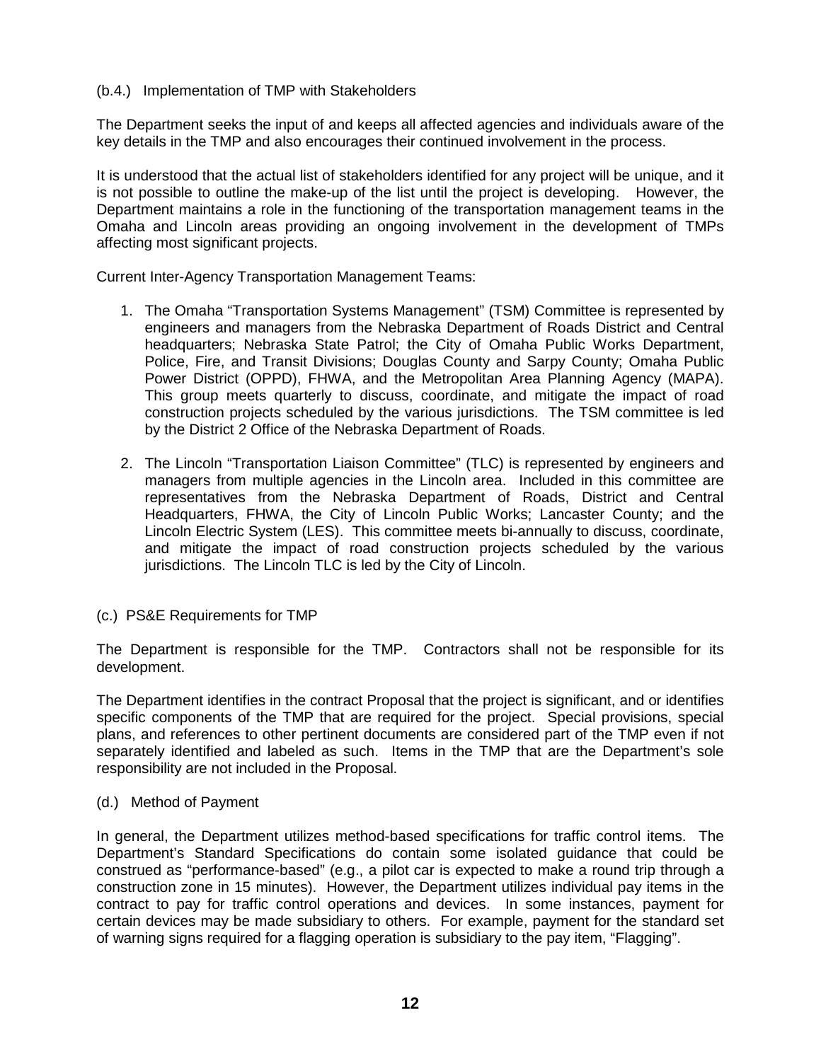(b.4.) Implementation of TMP with Stakeholders

The Department seeks the input of and keeps all affected agencies and individuals aware of the key details in the TMP and also encourages their continued involvement in the process.

It is understood that the actual list of stakeholders identified for any project will be unique, and it is not possible to outline the make-up of the list until the project is developing. However, the Department maintains a role in the functioning of the transportation management teams in the Omaha and Lincoln areas providing an ongoing involvement in the development of TMPs affecting most significant projects.

Current Inter-Agency Transportation Management Teams:

1. The Omaha "Transportation Systems Management" (TSM) Committee is represented by engineers and managers from the Nebraska Department of Roads District and Central headquarters; Nebraska State Patrol; the City of Omaha Public Works Department, Police, Fire, and Transit Divisions; Douglas County and Sarpy County; Omaha Public Power District (OPPD), FHWA, and the Metropolitan Area Planning Agency (MAPA). This group meets quarterly to discuss, coordinate, and mitigate the impact of road construction projects scheduled by the various jurisdictions. The TSM committee is led by the District 2 Office of the Nebraska Department of Roads.

2. The Lincoln "Transportation Liaison Committee" (TLC) is represented by engineers and managers from multiple agencies in the Lincoln area. Included in this committee are representatives from the Nebraska Department of Roads, District and Central Headquarters, FHWA, the City of Lincoln Public Works; Lancaster County; and the Lincoln Electric System (LES). This committee meets bi-annually to discuss, coordinate, and mitigate the impact of road construction projects scheduled by the various jurisdictions. The Lincoln TLC is led by the City of Lincoln.

(c.) PS&E Requirements for TMP

The Department is responsible for the TMP. Contractors shall not be responsible for its development.

The Department identifies in the contract Proposal that the project is significant, and or identifies specific components of the TMP that are required for the project. Special provisions, special plans, and references to other pertinent documents are considered part of the TMP even if not separately identified and labeled as such. Items in the TMP that are the Department's sole responsibility are not included in the Proposal.

(d.) Method of Payment

In general, the Department utilizes method-based specifications for traffic control items. The Department's Standard Specifications do contain some isolated guidance that could be construed as "performance-based" (e.g., a pilot car is expected to make a round trip through a construction zone in 15 minutes). However, the Department utilizes individual pay items in the contract to pay for traffic control operations and devices. In some instances, payment for certain devices may be made subsidiary to others. For example, payment for the standard set of warning signs required for a flagging operation is subsidiary to the pay item, "Flagging".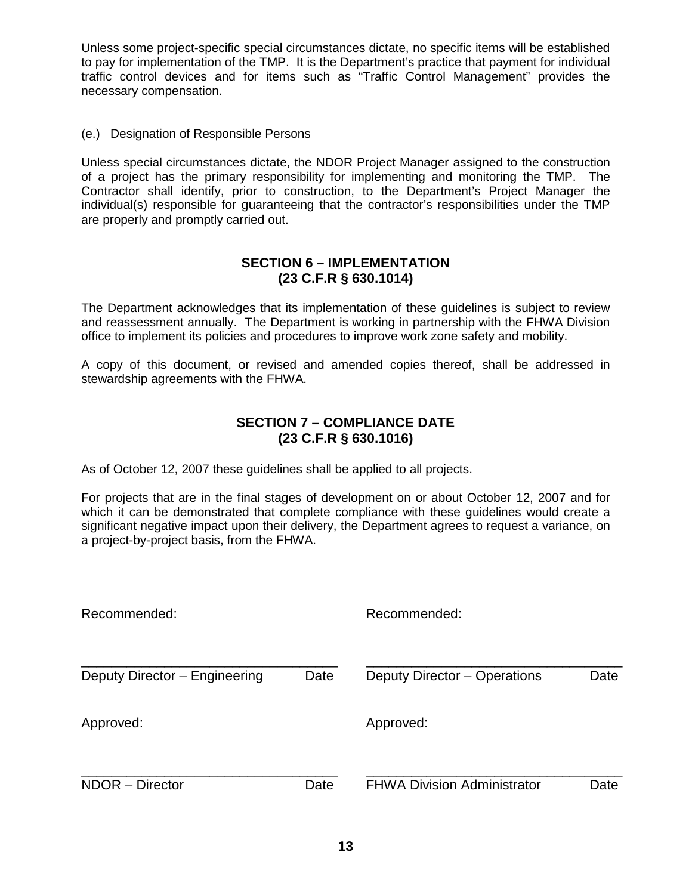Unless some project-specific special circumstances dictate, no specific items will be established to pay for implementation of the TMP. It is the Department's practice that payment for individual traffic control devices and for items such as "Traffic Control Management" provides the necessary compensation.

(e.) Designation of Responsible Persons

Unless special circumstances dictate, the NDOR Project Manager assigned to the construction of a project has the primary responsibility for implementing and monitoring the TMP. The Contractor shall identify, prior to construction, to the Department's Project Manager the individual(s) responsible for guaranteeing that the contractor's responsibilities under the TMP are properly and promptly carried out.

## SECTION 6 – IMPLEMENTATION (23 C.F.R § 630.1014)

The Department acknowledges that its implementation of these guidelines is subject to review and reassessment annually. The Department is working in partnership with the FHWA Division office to implement its policies and procedures to improve work zone safety and mobility.

A copy of this document, or revised and amended copies thereof, shall be addressed in stewardship agreements with the FHWA.

## SECTION 7 – COMPLIANCE DATE (23 C.F.R § 630.1016)

As of October 12, 2007 these guidelines shall be applied to all projects.

For projects that are in the final stages of development on or about October 12, 2007 and for which it can be demonstrated that complete compliance with these guidelines would create a significant negative impact upon their delivery, the Department agrees to request a variance, on a project-by-project basis, from the FHWA.

Recommended:

\_\_\_\_\_\_\_\_\_\_\_\_\_\_\_\_\_\_\_\_\_\_\_\_\_\_\_\_\_\_\_\_\_\_\_\_
Deputy Director – Engineering Date

Recommended:

\_\_\_\_\_\_\_\_\_\_\_\_\_\_\_\_\_\_\_\_\_\_\_\_\_\_\_\_\_\_\_\_\_\_\_\_
Deputy Director – Operations Date

Approved:

\_\_\_\_\_\_\_\_\_\_\_\_\_\_\_\_\_\_\_\_\_\_\_\_\_\_\_\_\_\_\_\_\_\_\_\_
NDOR – Director Date

Approved:

\_\_\_\_\_\_\_\_\_\_\_\_\_\_\_\_\_\_\_\_\_\_\_\_\_\_\_\_\_\_\_\_\_\_\_\_
FHWA Division Administrator Date